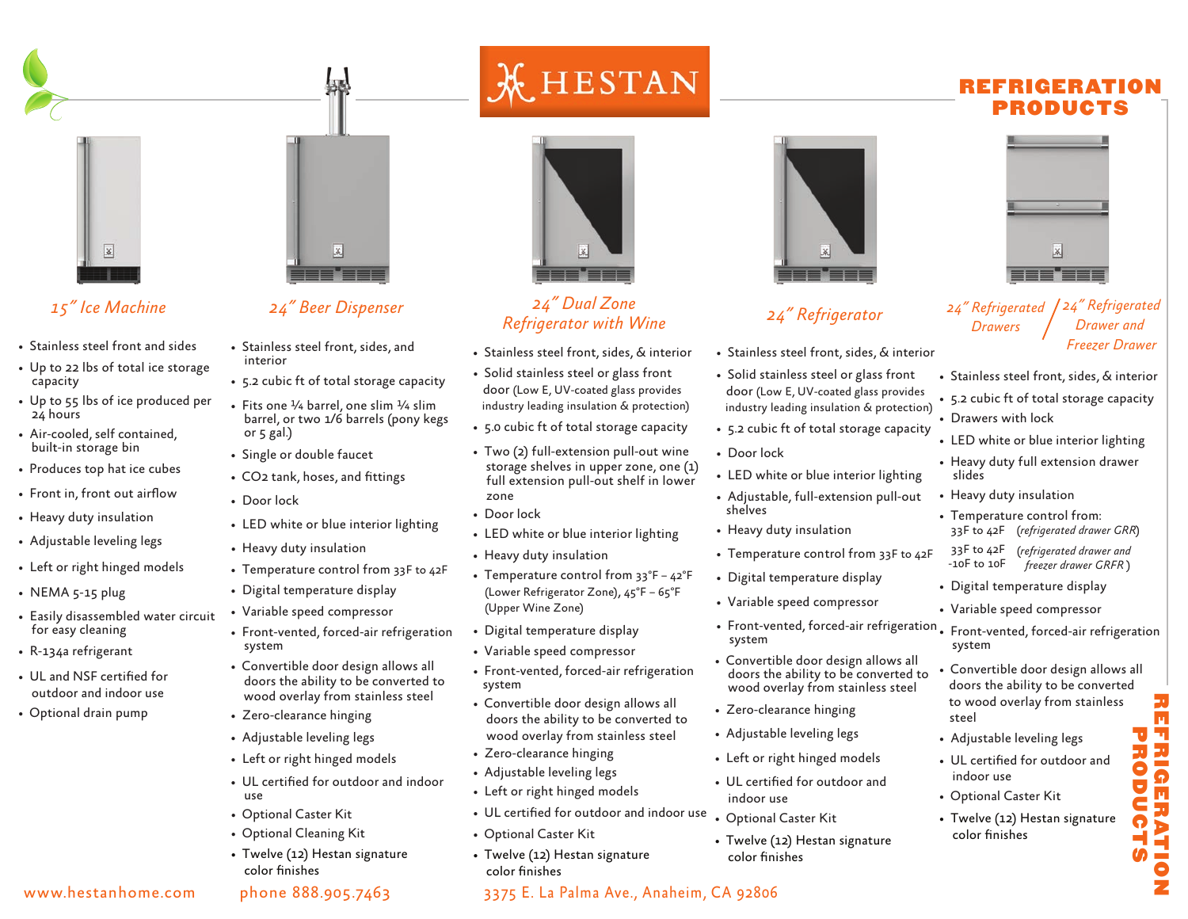# HESTAN

## REFRIGERATION PRODUCTS

### *15" Ice Machine*

- Stainless steel front and sides
- Up to 22 lbs of total ice storage capacity
- Up to 55 lbs of ice produced per 24 hours
- Air-cooled, self contained, built-in storage bin
- Produces top hat ice cubes
- Front in, front out airflow
- Heavy duty insulation
- Adjustable leveling legs
- Left or right hinged models
- NEMA 5-15 plug
- Easily disassembled water circuit for easy cleaning
- R-134a refrigerant
- UL and NSF certified for outdoor and indoor use
- Optional drain pump

### *24" Beer Dispenser*

- Stainless steel front, sides, and interior
- 5.2 cubic ft of total storage capacity
- Fits one ¼ barrel, one slim ¼ slim barrel, or two 1/6 barrels (pony kegs or 5 gal.)
- Single or double faucet
- CO2 tank, hoses, and fittings
- Door lock
- LED white or blue interior lighting
- Heavy duty insulation
- Temperature control from 33F to 42F
- Digital temperature display
- Variable speed compressor
- Front-vented, forced-air refrigeration system
- Convertible door design allows all doors the ability to be converted to wood overlay from stainless steel
- Zero-clearance hinging
- Adjustable leveling legs
- Left or right hinged models
- UL certified for outdoor and indoor use
- Optional Caster Kit
- Optional Cleaning Kit
- Twelve (12) Hestan signature color finishes

### *24" Dual Zone Refrigerator with Wine*

- Stainless steel front, sides, & interior
- Solid stainless steel or glass front door (Low E, UV-coated glass provides industry leading insulation & protection)
- 5.0 cubic ft of total storage capacity
- Two (2) full-extension pull-out wine storage shelves in upper zone, one (1) full extension pull-out shelf in lower zone
- Door lock
- LED white or blue interior lighting
- Heavy duty insulation
- Temperature control from 33°F – 42°F (Lower Refrigerator Zone), 45°F – 65°F (Upper Wine Zone)
- Digital temperature display
- Variable speed compressor
- Front-vented, forced-air refrigeration system
- Convertible door design allows all doors the ability to be converted to wood overlay from stainless steel
- Zero-clearance hinging
- Adjustable leveling legs
- Left or right hinged models
- UL certified for outdoor and indoor use
- Optional Caster Kit
- Twelve (12) Hestan signature color finishes

### *24" Refrigerator*

- Stainless steel front, sides, & interior
- Solid stainless steel or glass front door (Low E, UV-coated glass provides industry leading insulation & protection)
- 5.2 cubic ft of total storage capacity
- Door lock
- LED white or blue interior lighting
- Adjustable, full-extension pull-out shelves
- Heavy duty insulation
- Temperature control from 33F to 42F
- Digital temperature display
- Variable speed compressor
- Front-vented, forced-air refrigeration system
- Convertible door design allows all doors the ability to be converted to wood overlay from stainless steel
- Zero-clearance hinging
- Adjustable leveling legs
- Left or right hinged models
- UL certified for outdoor and indoor use
- Optional Caster Kit
- Twelve (12) Hestan signature color finishes

### *24" Refrigerated Drawers / 24" Refrigerated Drawer and Freezer Drawer*

- Stainless steel front, sides, & interior
- 5.2 cubic ft of total storage capacity
- Drawers with lock
- LED white or blue interior lighting
- Heavy duty full extension drawer slides
- Heavy duty insulation
- Temperature control from:
  - 33F to 42F (*refrigerated drawer GRR*)
  - 33F to 42F, -10F to 10F (*refrigerated drawer and freezer drawer GRFR*)
- Digital temperature display
- Variable speed compressor
- Front-vented, forced-air refrigeration system
- Convertible door design allows all doors the ability to be converted to wood overlay from stainless steel
- Adjustable leveling legs
- UL certified for outdoor and indoor use
- Optional Caster Kit
- Twelve (12) Hestan signature color finishes

www.hestanhome.com phone 888.905.7463 3375 E. La Palma Ave., Anaheim, CA 92806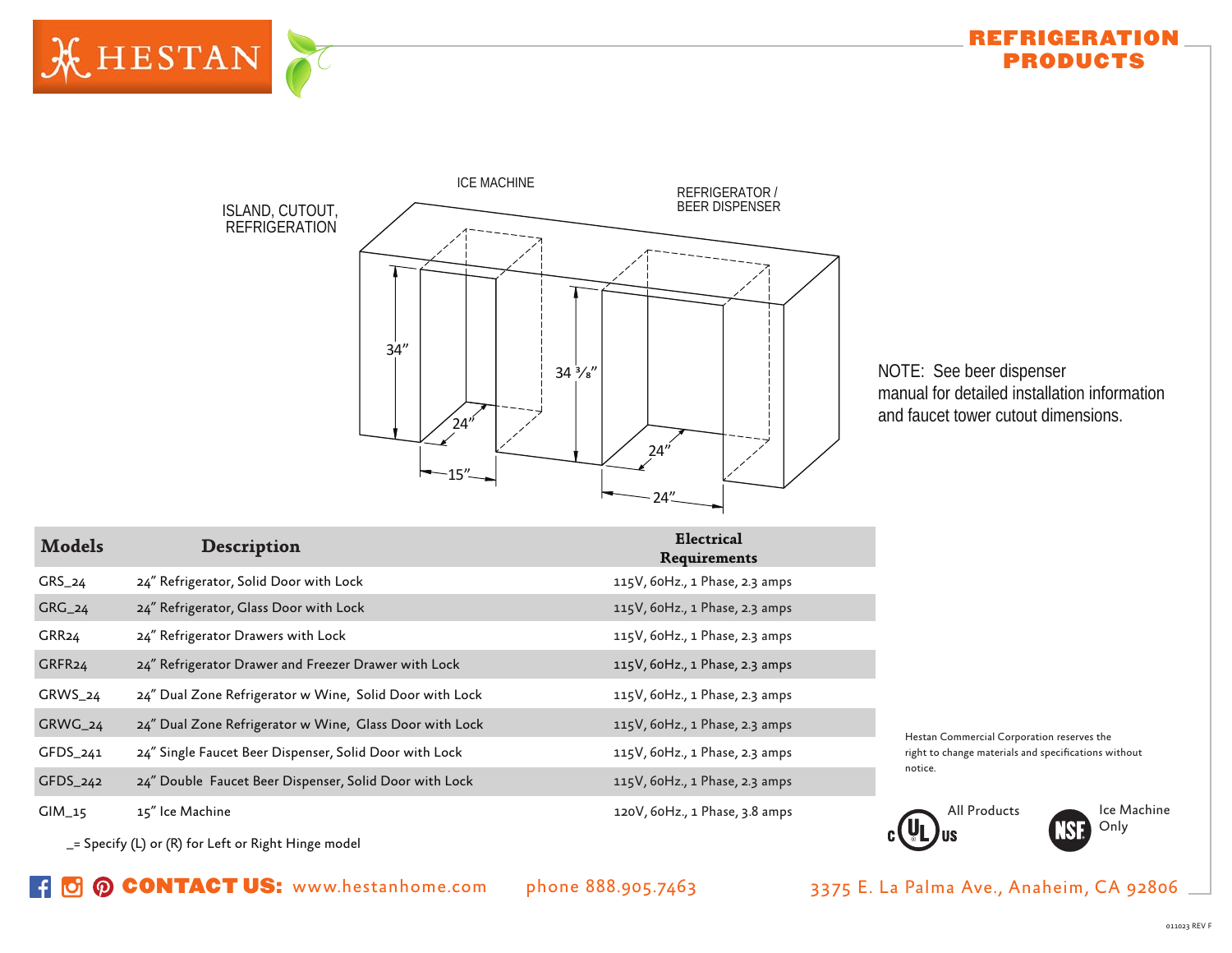# REFRIGERATION PRODUCTS

ISLAND, CUTOUT, REFRIGERATION

ICE MACHINE

REFRIGERATOR / BEER DISPENSER

34”

24”

15”

34 3/8”

24”

24”

NOTE: See beer dispenser manual for detailed installation information and faucet tower cutout dimensions.

| Models | Description | Electrical Requirements |
|---|---|---|
| GRS_24 | 24” Refrigerator, Solid Door with Lock | 115V, 60Hz., 1 Phase, 2.3 amps |
| GRG_24 | 24” Refrigerator, Glass Door with Lock | 115V, 60Hz., 1 Phase, 2.3 amps |
| GRR24 | 24” Refrigerator Drawers with Lock | 115V, 60Hz., 1 Phase, 2.3 amps |
| GRFR24 | 24” Refrigerator Drawer and Freezer Drawer with Lock | 115V, 60Hz., 1 Phase, 2.3 amps |
| GRWS_24 | 24” Dual Zone Refrigerator w Wine, Solid Door with Lock | 115V, 60Hz., 1 Phase, 2.3 amps |
| GRWG_24 | 24” Dual Zone Refrigerator w Wine, Glass Door with Lock | 115V, 60Hz., 1 Phase, 2.3 amps |
| GFDS_241 | 24” Single Faucet Beer Dispenser, Solid Door with Lock | 115V, 60Hz., 1 Phase, 2.3 amps |
| GFDS_242 | 24” Double Faucet Beer Dispenser, Solid Door with Lock | 115V, 60Hz., 1 Phase, 2.3 amps |
| GIM_15 | 15” Ice Machine | 120V, 60Hz., 1 Phase, 3.8 amps |

_= Specify (L) or (R) for Left or Right Hinge model

Hestan Commercial Corporation reserves the right to change materials and specifications without notice.

cULus All Products

NSF Ice Machine Only

**CONTACT US:** www.hestanhome.com phone 888.905.7463 3375 E. La Palma Ave., Anaheim, CA 92806

011023 REV F